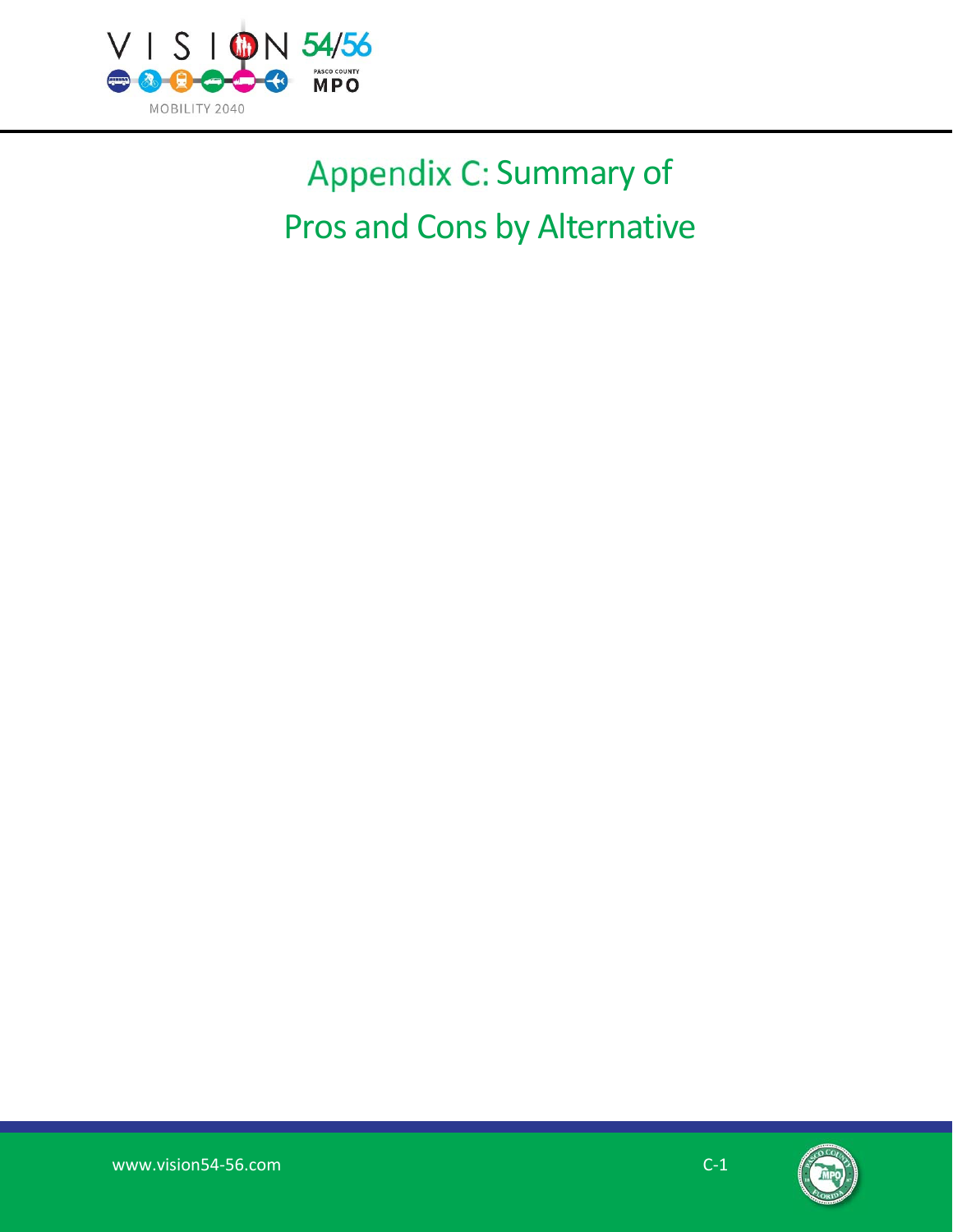# Appendix C: Summary of Pros and Cons by Alternative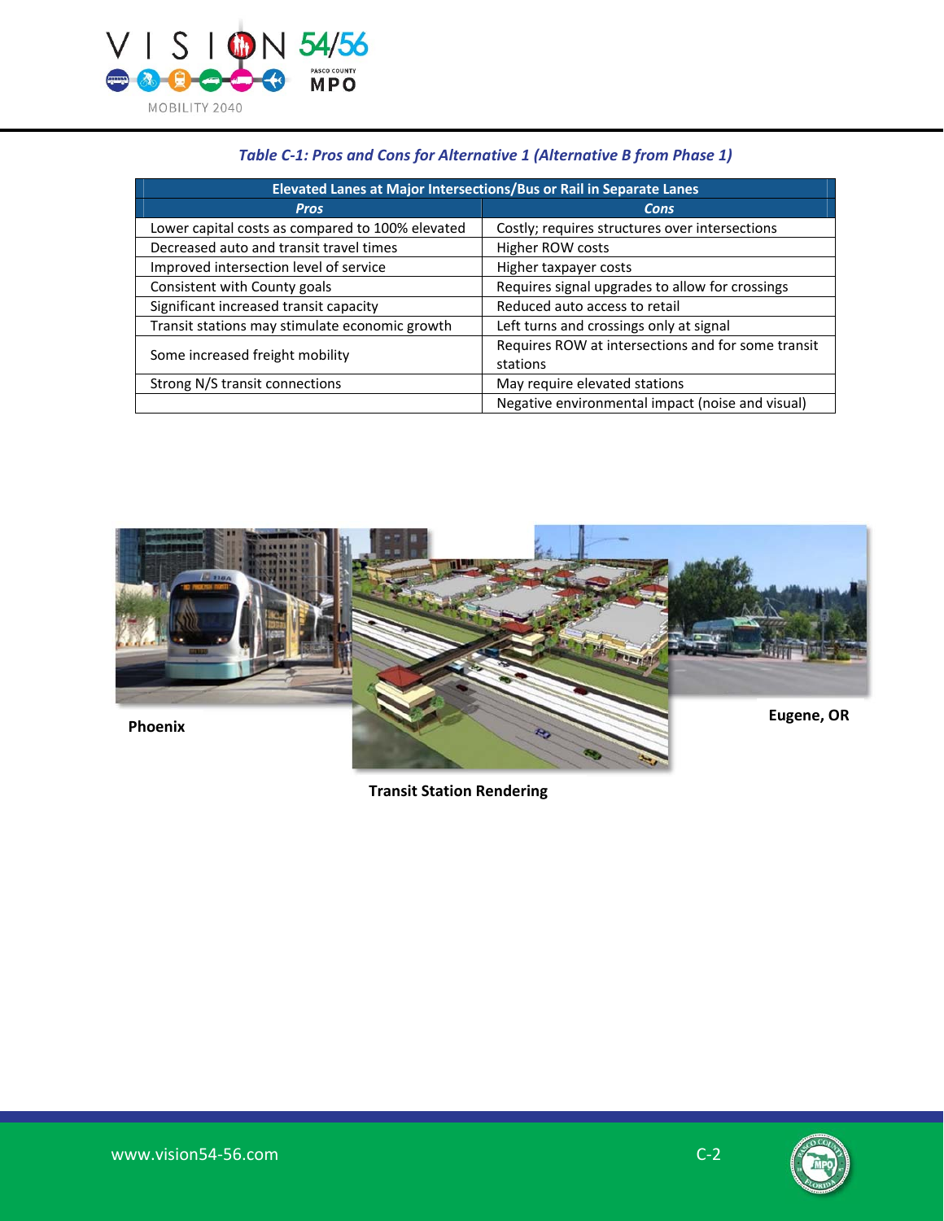*Table C-1: Pros and Cons for Alternative 1 (Alternative B from Phase 1)*

| Elevated Lanes at Major Intersections/Bus or Rail in Separate Lanes | |
|---|---|
| ***Pros*** | ***Cons*** |
| Lower capital costs as compared to 100% elevated | Costly; requires structures over intersections |
| Decreased auto and transit travel times | Higher ROW costs |
| Improved intersection level of service | Higher taxpayer costs |
| Consistent with County goals | Requires signal upgrades to allow for crossings |
| Significant increased transit capacity | Reduced auto access to retail |
| Transit stations may stimulate economic growth | Left turns and crossings only at signal |
| Some increased freight mobility | Requires ROW at intersections and for some transit stations |
| Strong N/S transit connections | May require elevated stations |
| | Negative environmental impact (noise and visual) |

**Phoenix**

**Transit Station Rendering**

**Eugene, OR**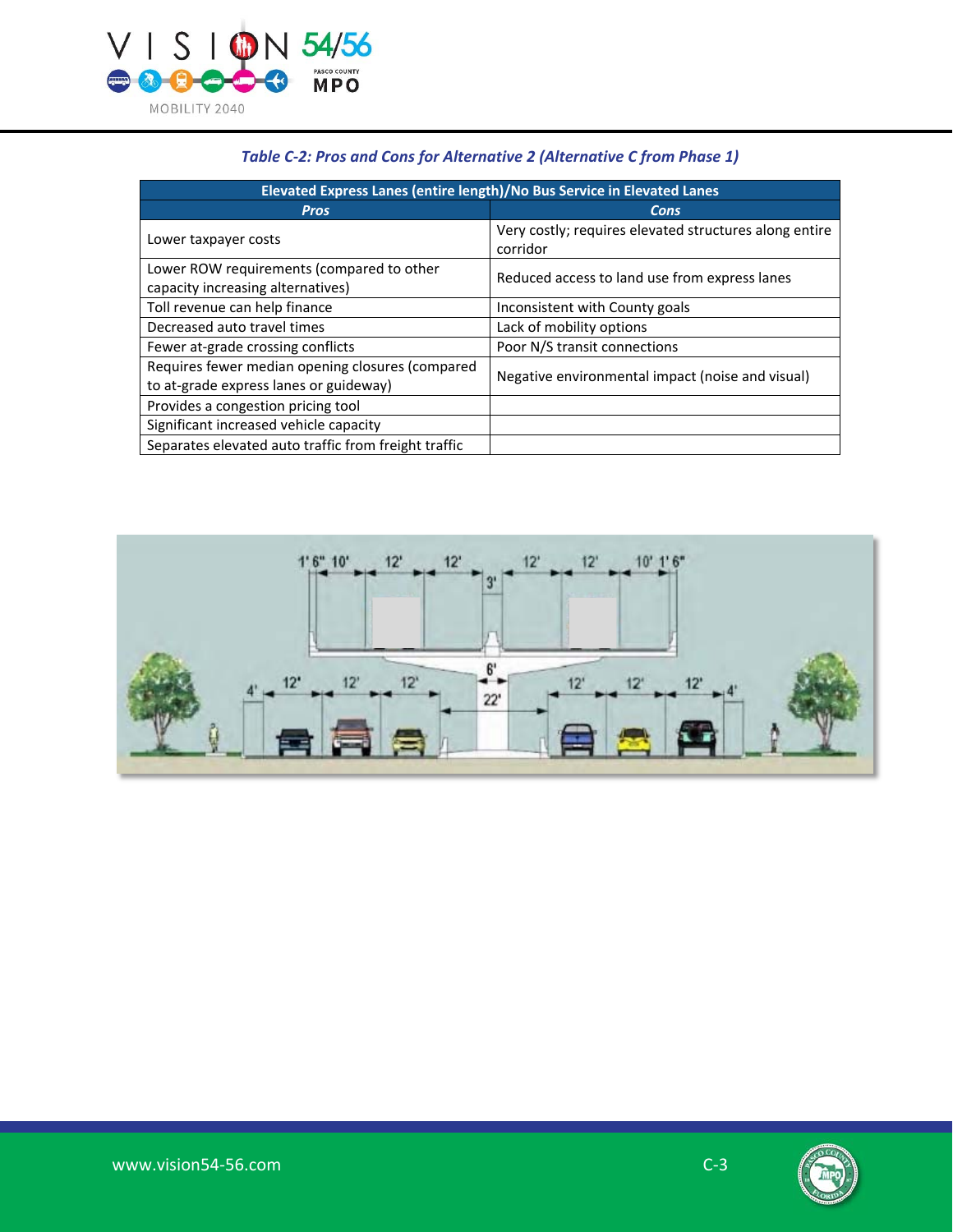*Table C-2: Pros and Cons for Alternative 2 (Alternative C from Phase 1)*

| Elevated Express Lanes (entire length)/No Bus Service in Elevated Lanes | |
|---|---|
| ***Pros*** | ***Cons*** |
| Lower taxpayer costs | Very costly; requires elevated structures along entire corridor |
| Lower ROW requirements (compared to other capacity increasing alternatives) | Reduced access to land use from express lanes |
| Toll revenue can help finance | Inconsistent with County goals |
| Decreased auto travel times | Lack of mobility options |
| Fewer at-grade crossing conflicts | Poor N/S transit connections |
| Requires fewer median opening closures (compared to at-grade express lanes or guideway) | Negative environmental impact (noise and visual) |
| Provides a congestion pricing tool | |
| Significant increased vehicle capacity | |
| Separates elevated auto traffic from freight traffic | |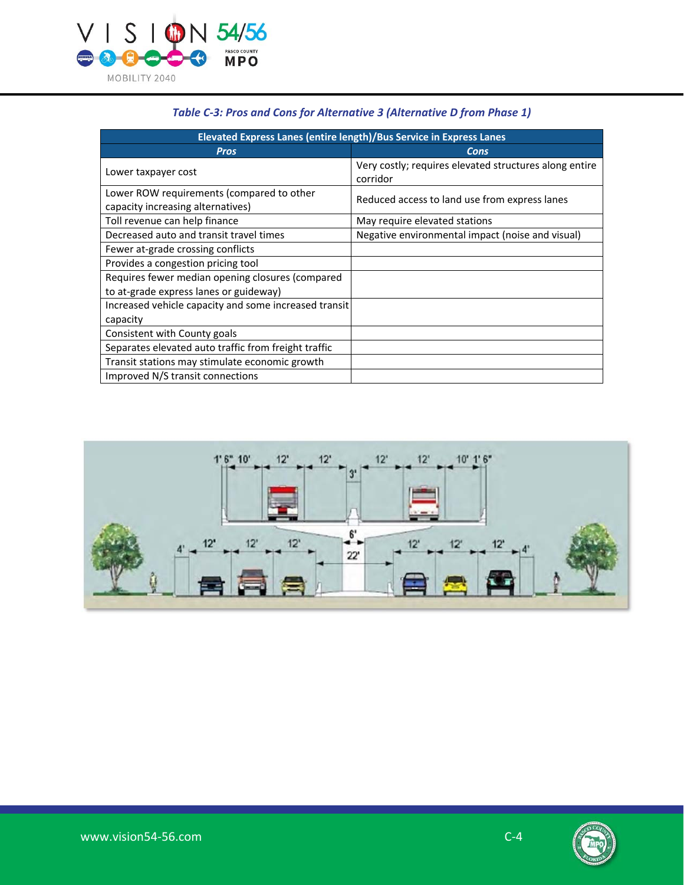*Table C-3: Pros and Cons for Alternative 3 (Alternative D from Phase 1)*

| Elevated Express Lanes (entire length)/Bus Service in Express Lanes | |
|---|---|
| ***Pros*** | ***Cons*** |
| Lower taxpayer cost | Very costly; requires elevated structures along entire corridor |
| Lower ROW requirements (compared to other capacity increasing alternatives) | Reduced access to land use from express lanes |
| Toll revenue can help finance | May require elevated stations |
| Decreased auto and transit travel times | Negative environmental impact (noise and visual) |
| Fewer at-grade crossing conflicts | |
| Provides a congestion pricing tool | |
| Requires fewer median opening closures (compared to at-grade express lanes or guideway) | |
| Increased vehicle capacity and some increased transit capacity | |
| Consistent with County goals | |
| Separates elevated auto traffic from freight traffic | |
| Transit stations may stimulate economic growth | |
| Improved N/S transit connections | |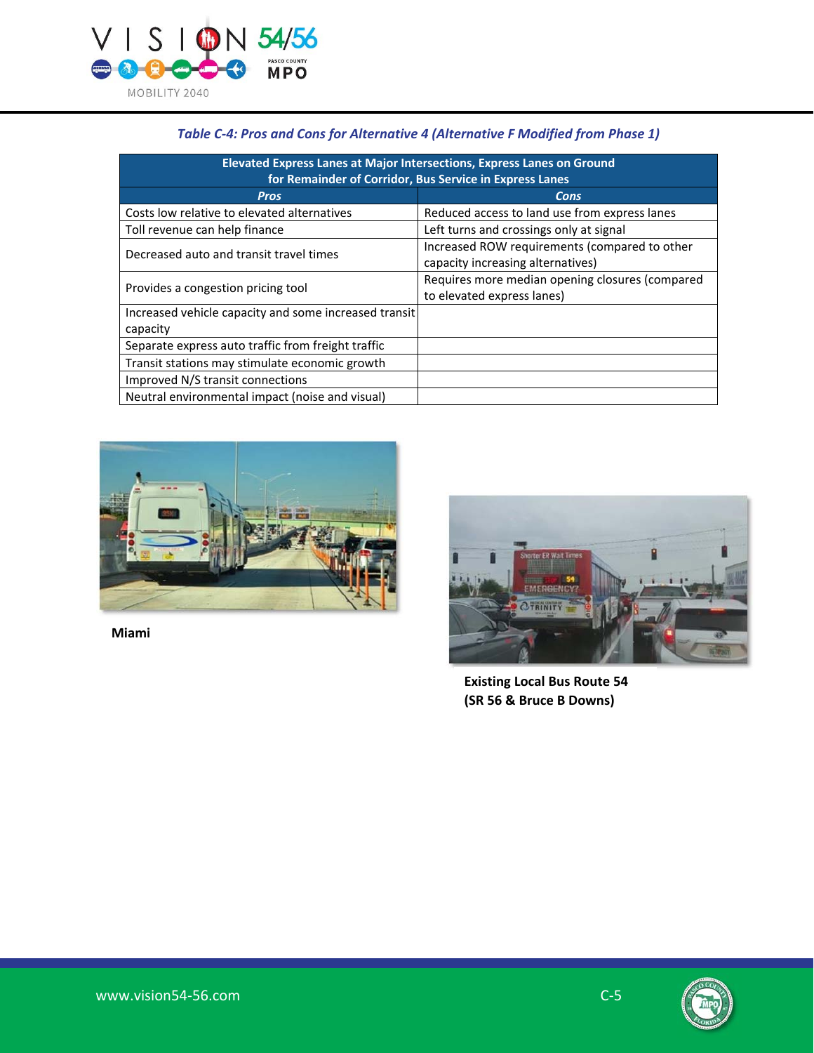*Table C-4: Pros and Cons for Alternative 4 (Alternative F Modified from Phase 1)*

| Elevated Express Lanes at Major Intersections, Express Lanes on Ground for Remainder of Corridor, Bus Service in Express Lanes | |
|---|---|
| ***Pros*** | ***Cons*** |
| Costs low relative to elevated alternatives | Reduced access to land use from express lanes |
| Toll revenue can help finance | Left turns and crossings only at signal |
| Decreased auto and transit travel times | Increased ROW requirements (compared to other capacity increasing alternatives) |
| Provides a congestion pricing tool | Requires more median opening closures (compared to elevated express lanes) |
| Increased vehicle capacity and some increased transit capacity | |
| Separate express auto traffic from freight traffic | |
| Transit stations may stimulate economic growth | |
| Improved N/S transit connections | |
| Neutral environmental impact (noise and visual) | |

**Miami**

**Existing Local Bus Route 54 (SR 56 & Bruce B Downs)**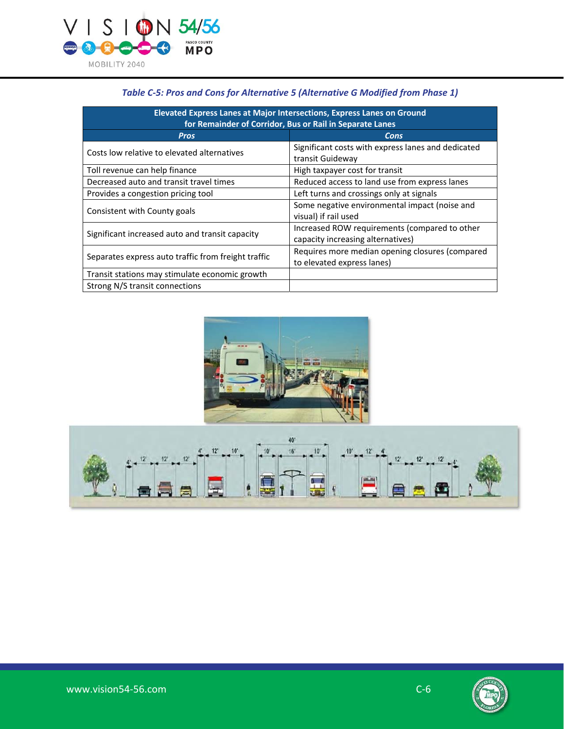*Table C-5: Pros and Cons for Alternative 5 (Alternative G Modified from Phase 1)*

| Elevated Express Lanes at Major Intersections, Express Lanes on Ground for Remainder of Corridor, Bus or Rail in Separate Lanes | |
|---|---|
| ***Pros*** | ***Cons*** |
| Costs low relative to elevated alternatives | Significant costs with express lanes and dedicated transit Guideway |
| Toll revenue can help finance | High taxpayer cost for transit |
| Decreased auto and transit travel times | Reduced access to land use from express lanes |
| Provides a congestion pricing tool | Left turns and crossings only at signals |
| Consistent with County goals | Some negative environmental impact (noise and visual) if rail used |
| Significant increased auto and transit capacity | Increased ROW requirements (compared to other capacity increasing alternatives) |
| Separates express auto traffic from freight traffic | Requires more median opening closures (compared to elevated express lanes) |
| Transit stations may stimulate economic growth | |
| Strong N/S transit connections | |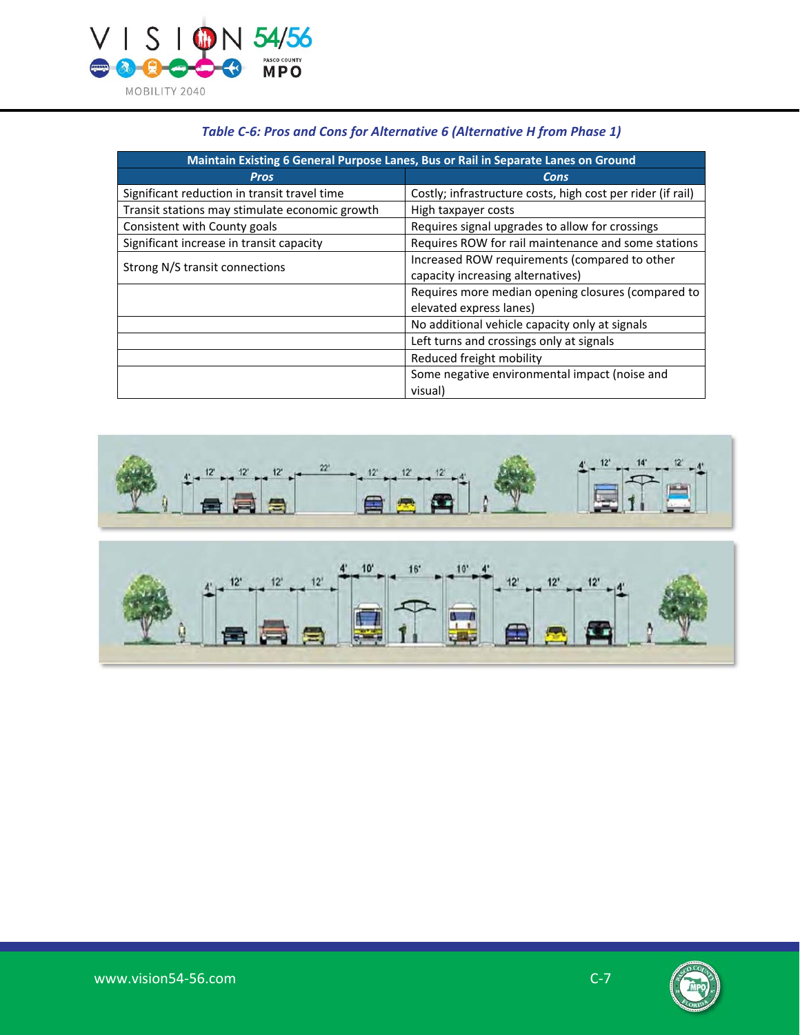*Table C-6: Pros and Cons for Alternative 6 (Alternative H from Phase 1)*

| Maintain Existing 6 General Purpose Lanes, Bus or Rail in Separate Lanes on Ground | |
|---|---|
| ***Pros*** | ***Cons*** |
| Significant reduction in transit travel time | Costly; infrastructure costs, high cost per rider (if rail) |
| Transit stations may stimulate economic growth | High taxpayer costs |
| Consistent with County goals | Requires signal upgrades to allow for crossings |
| Significant increase in transit capacity | Requires ROW for rail maintenance and some stations |
| Strong N/S transit connections | Increased ROW requirements (compared to other capacity increasing alternatives) |
| | Requires more median opening closures (compared to elevated express lanes) |
| | No additional vehicle capacity only at signals |
| | Left turns and crossings only at signals |
| | Reduced freight mobility |
| | Some negative environmental impact (noise and visual) |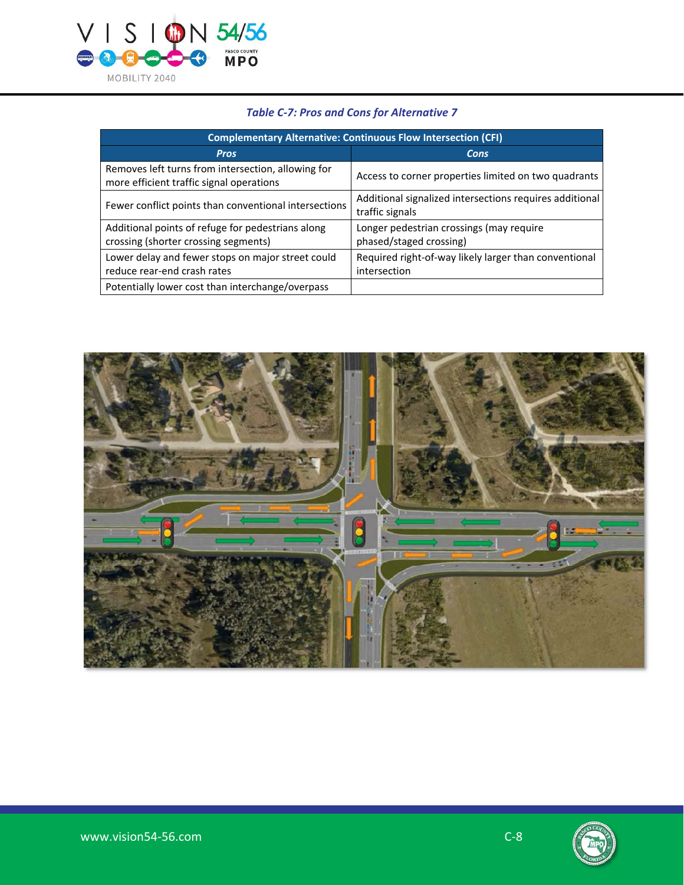*Table C-7: Pros and Cons for Alternative 7*

| Complementary Alternative: Continuous Flow Intersection (CFI) | |
|---|---|
| ***Pros*** | ***Cons*** |
| Removes left turns from intersection, allowing for more efficient traffic signal operations | Access to corner properties limited on two quadrants |
| Fewer conflict points than conventional intersections | Additional signalized intersections requires additional traffic signals |
| Additional points of refuge for pedestrians along crossing (shorter crossing segments) | Longer pedestrian crossings (may require phased/staged crossing) |
| Lower delay and fewer stops on major street could reduce rear-end crash rates | Required right-of-way likely larger than conventional intersection |
| Potentially lower cost than interchange/overpass | |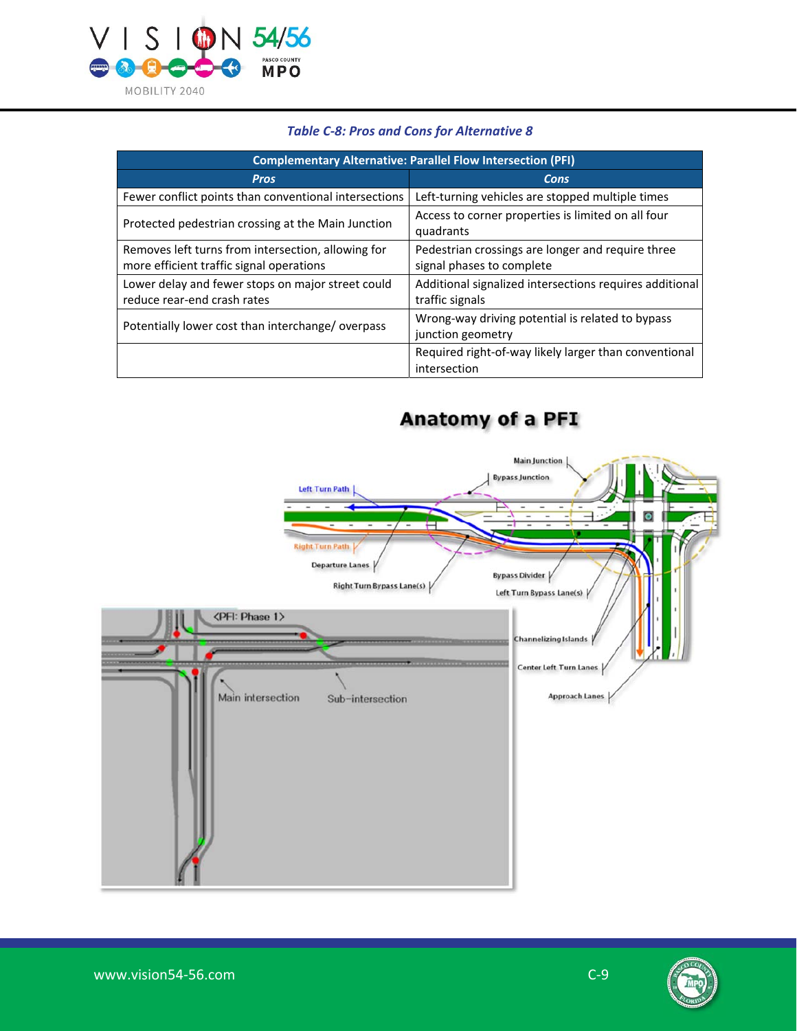*Table C-8: Pros and Cons for Alternative 8*

| Complementary Alternative: Parallel Flow Intersection (PFI) | |
|---|---|
| ***Pros*** | ***Cons*** |
| Fewer conflict points than conventional intersections | Left-turning vehicles are stopped multiple times |
| Protected pedestrian crossing at the Main Junction | Access to corner properties is limited on all four quadrants |
| Removes left turns from intersection, allowing for more efficient traffic signal operations | Pedestrian crossings are longer and require three signal phases to complete |
| Lower delay and fewer stops on major street could reduce rear-end crash rates | Additional signalized intersections requires additional traffic signals |
| Potentially lower cost than interchange/ overpass | Wrong-way driving potential is related to bypass junction geometry |
| | Required right-of-way likely larger than conventional intersection |

**Anatomy of a PFI**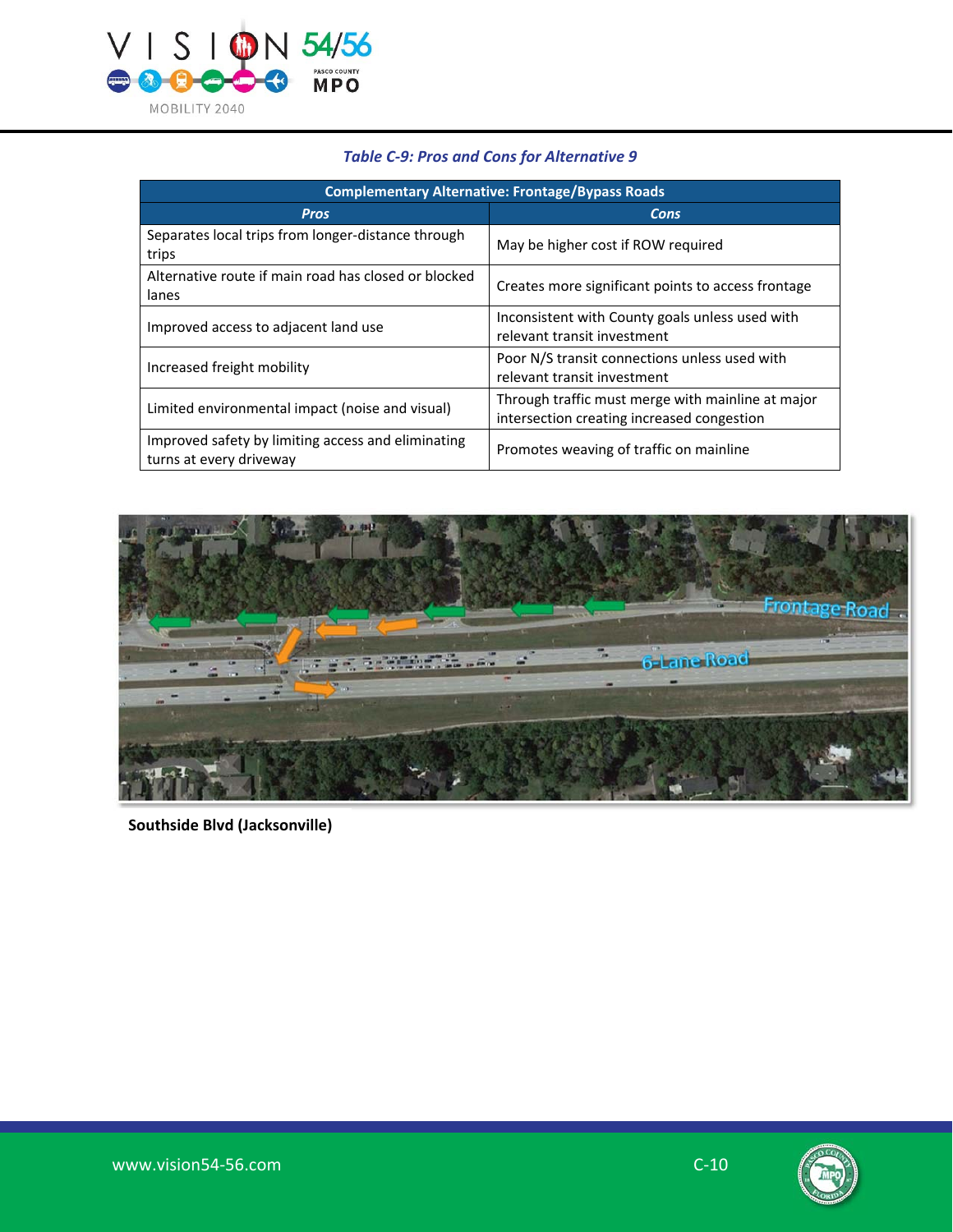*Table C-9: Pros and Cons for Alternative 9*

| Complementary Alternative: Frontage/Bypass Roads | |
|---|---|
| ***Pros*** | ***Cons*** |
| Separates local trips from longer-distance through trips | May be higher cost if ROW required |
| Alternative route if main road has closed or blocked lanes | Creates more significant points to access frontage |
| Improved access to adjacent land use | Inconsistent with County goals unless used with relevant transit investment |
| Increased freight mobility | Poor N/S transit connections unless used with relevant transit investment |
| Limited environmental impact (noise and visual) | Through traffic must merge with mainline at major intersection creating increased congestion |
| Improved safety by limiting access and eliminating turns at every driveway | Promotes weaving of traffic on mainline |

**Southside Blvd (Jacksonville)**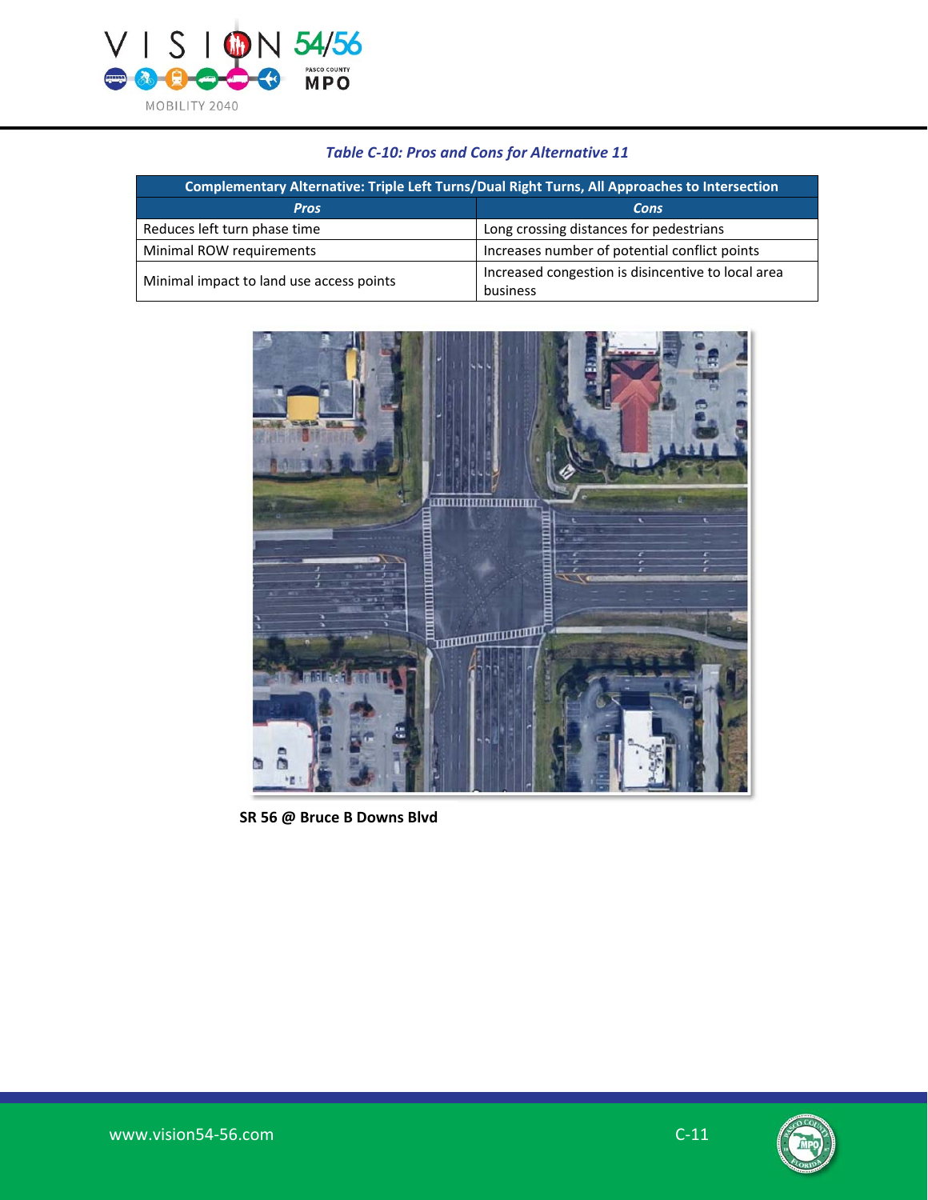*Table C-10: Pros and Cons for Alternative 11*

| Complementary Alternative: Triple Left Turns/Dual Right Turns, All Approaches to Intersection | |
|---|---|
| ***Pros*** | ***Cons*** |
| Reduces left turn phase time | Long crossing distances for pedestrians |
| Minimal ROW requirements | Increases number of potential conflict points |
| Minimal impact to land use access points | Increased congestion is disincentive to local area business |

**SR 56 @ Bruce B Downs Blvd**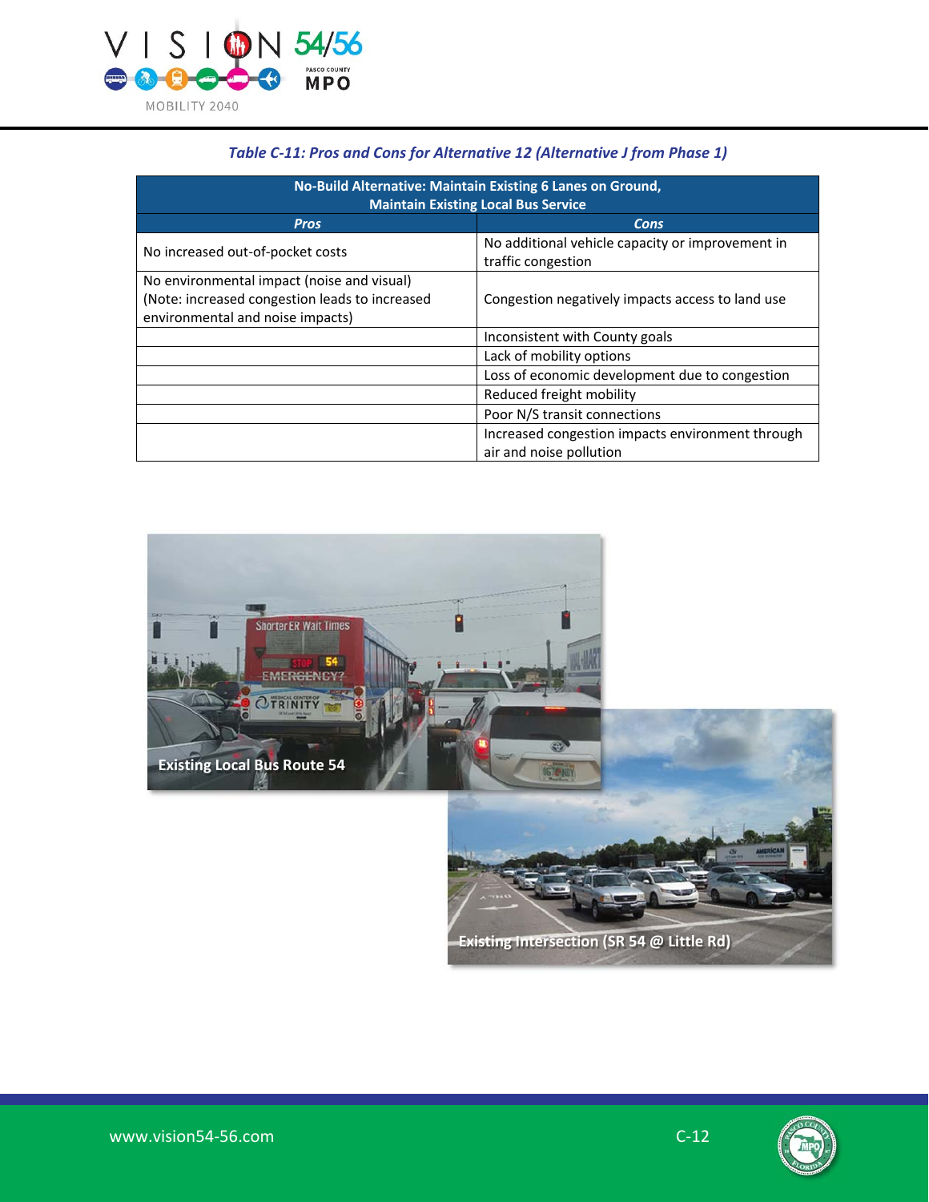*Table C-11: Pros and Cons for Alternative 12 (Alternative J from Phase 1)*

| No-Build Alternative: Maintain Existing 6 Lanes on Ground, Maintain Existing Local Bus Service | |
|---|---|
| ***Pros*** | ***Cons*** |
| No increased out-of-pocket costs | No additional vehicle capacity or improvement in traffic congestion |
| No environmental impact (noise and visual) (Note: increased congestion leads to increased environmental and noise impacts) | Congestion negatively impacts access to land use |
| | Inconsistent with County goals |
| | Lack of mobility options |
| | Loss of economic development due to congestion |
| | Reduced freight mobility |
| | Poor N/S transit connections |
| | Increased congestion impacts environment through air and noise pollution |

Existing Local Bus Route 54

Existing Intersection (SR 54 @ Little Rd)